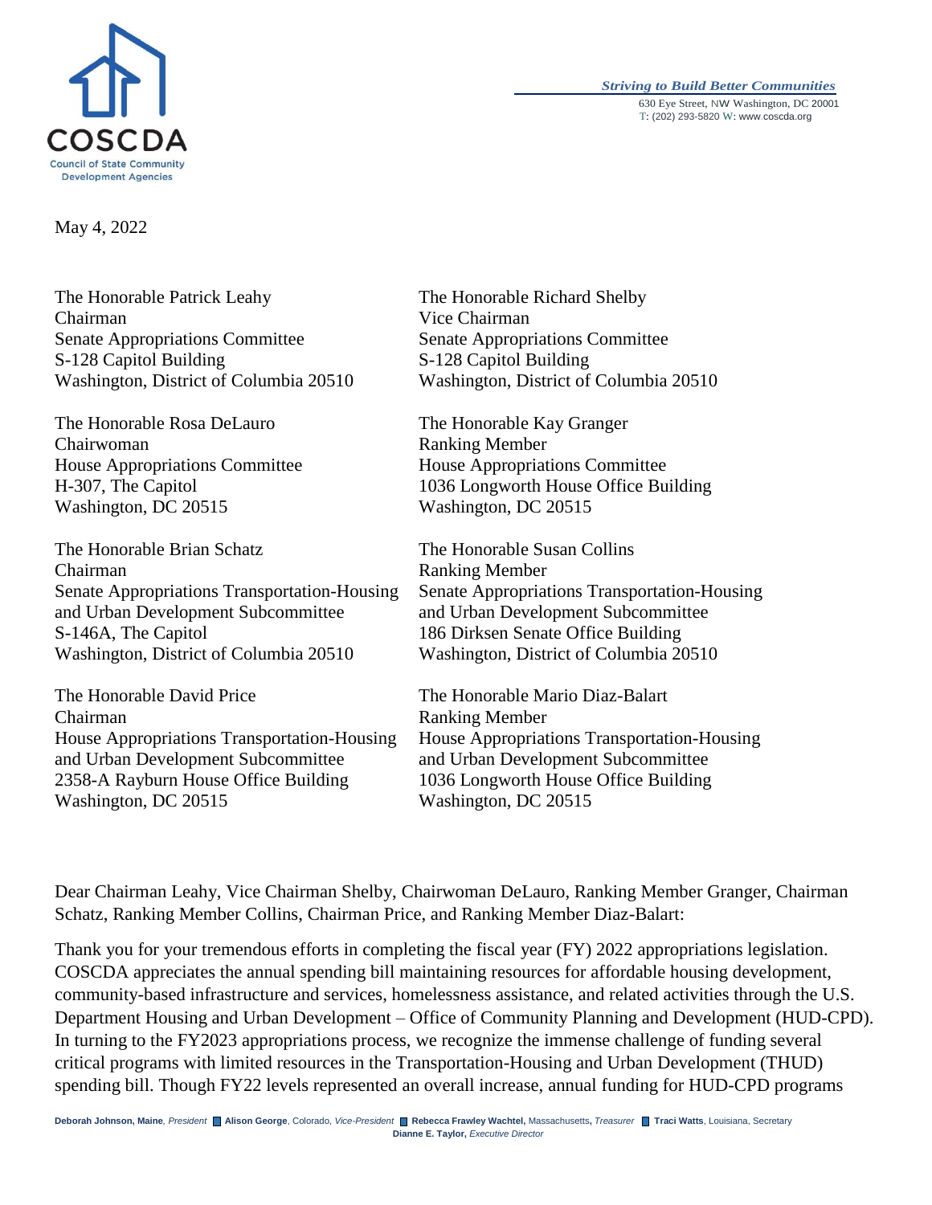COSCDA
Council of State Community Development Agencies

*Striving to Build Better Communities*
630 Eye Street, NW Washington, DC 20001
T: (202) 293-5820 W: www.coscda.org

May 4, 2022

The Honorable Patrick Leahy
Chairman
Senate Appropriations Committee
S-128 Capitol Building
Washington, District of Columbia 20510

The Honorable Richard Shelby
Vice Chairman
Senate Appropriations Committee
S-128 Capitol Building
Washington, District of Columbia 20510

The Honorable Rosa DeLauro
Chairwoman
House Appropriations Committee
H-307, The Capitol
Washington, DC 20515

The Honorable Kay Granger
Ranking Member
House Appropriations Committee
1036 Longworth House Office Building
Washington, DC 20515

The Honorable Brian Schatz
Chairman
Senate Appropriations Transportation-Housing and Urban Development Subcommittee
S-146A, The Capitol
Washington, District of Columbia 20510

The Honorable Susan Collins
Ranking Member
Senate Appropriations Transportation-Housing and Urban Development Subcommittee
186 Dirksen Senate Office Building
Washington, District of Columbia 20510

The Honorable David Price
Chairman
House Appropriations Transportation-Housing and Urban Development Subcommittee
2358-A Rayburn House Office Building
Washington, DC 20515

The Honorable Mario Diaz-Balart
Ranking Member
House Appropriations Transportation-Housing and Urban Development Subcommittee
1036 Longworth House Office Building
Washington, DC 20515

Dear Chairman Leahy, Vice Chairman Shelby, Chairwoman DeLauro, Ranking Member Granger, Chairman Schatz, Ranking Member Collins, Chairman Price, and Ranking Member Diaz-Balart:

Thank you for your tremendous efforts in completing the fiscal year (FY) 2022 appropriations legislation. COSCDA appreciates the annual spending bill maintaining resources for affordable housing development, community-based infrastructure and services, homelessness assistance, and related activities through the U.S. Department Housing and Urban Development – Office of Community Planning and Development (HUD-CPD). In turning to the FY2023 appropriations process, we recognize the immense challenge of funding several critical programs with limited resources in the Transportation-Housing and Urban Development (THUD) spending bill. Though FY22 levels represented an overall increase, annual funding for HUD-CPD programs

**Deborah Johnson, Maine**, *President* | **Alison George**, Colorado, *Vice-President* | **Rebecca Frawley Wachtel,** Massachusetts**,** *Treasurer* | **Traci Watts**, Louisiana, Secretary
**Dianne E. Taylor,** *Executive Director*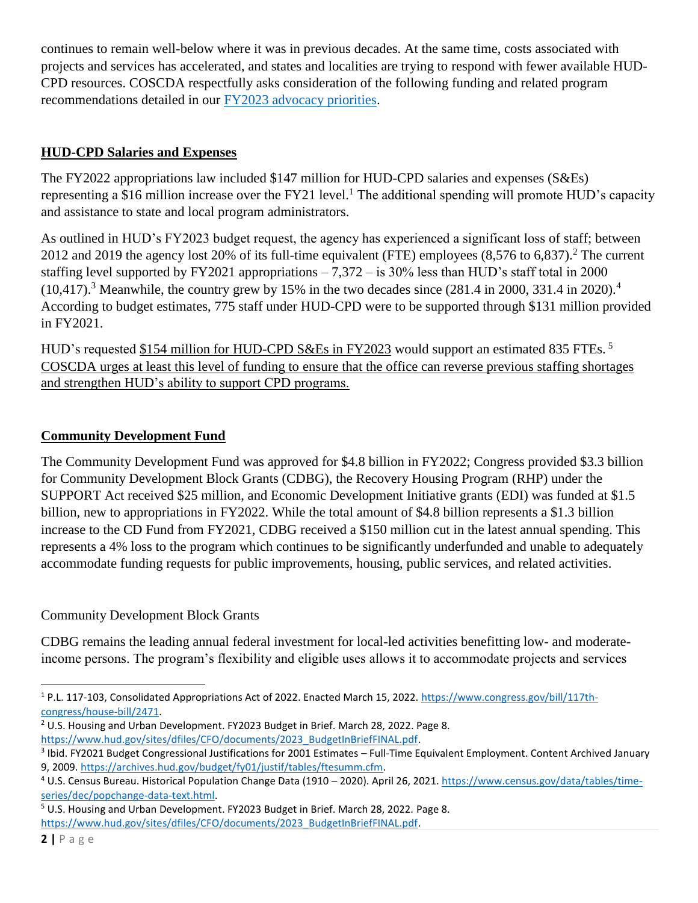continues to remain well-below where it was in previous decades. At the same time, costs associated with projects and services has accelerated, and states and localities are trying to respond with fewer available HUD-CPD resources. COSCDA respectfully asks consideration of the following funding and related program recommendations detailed in our [FY2023 advocacy priorities](#).

## HUD-CPD Salaries and Expenses

The FY2022 appropriations law included $147 million for HUD-CPD salaries and expenses (S&Es) representing a $16 million increase over the FY21 level.[1] The additional spending will promote HUD's capacity and assistance to state and local program administrators.

As outlined in HUD's FY2023 budget request, the agency has experienced a significant loss of staff; between 2012 and 2019 the agency lost 20% of its full-time equivalent (FTE) employees (8,576 to 6,837).[2] The current staffing level supported by FY2021 appropriations – 7,372 – is 30% less than HUD's staff total in 2000 (10,417).[3] Meanwhile, the country grew by 15% in the two decades since (281.4 in 2000, 331.4 in 2020).[4] According to budget estimates, 775 staff under HUD-CPD were to be supported through $131 million provided in FY2021.

HUD's requested <u>$154 million for HUD-CPD S&Es in FY2023</u> would support an estimated 835 FTEs.[5] <u>COSCDA urges at least this level of funding to ensure that the office can reverse previous staffing shortages and strengthen HUD's ability to support CPD programs.</u>

## Community Development Fund

The Community Development Fund was approved for $4.8 billion in FY2022; Congress provided $3.3 billion for Community Development Block Grants (CDBG), the Recovery Housing Program (RHP) under the SUPPORT Act received $25 million, and Economic Development Initiative grants (EDI) was funded at $1.5 billion, new to appropriations in FY2022. While the total amount of $4.8 billion represents a $1.3 billion increase to the CD Fund from FY2021, CDBG received a $150 million cut in the latest annual spending. This represents a 4% loss to the program which continues to be significantly underfunded and unable to adequately accommodate funding requests for public improvements, housing, public services, and related activities.

### Community Development Block Grants

CDBG remains the leading annual federal investment for local-led activities benefitting low- and moderate-income persons. The program's flexibility and eligible uses allows it to accommodate projects and services

---

[1] P.L. 117-103, Consolidated Appropriations Act of 2022. Enacted March 15, 2022. https://www.congress.gov/bill/117th-congress/house-bill/2471.

[2] U.S. Housing and Urban Development. FY2023 Budget in Brief. March 28, 2022. Page 8. https://www.hud.gov/sites/dfiles/CFO/documents/2023_BudgetInBriefFINAL.pdf.

[3] Ibid. FY2021 Budget Congressional Justifications for 2001 Estimates – Full-Time Equivalent Employment. Content Archived January 9, 2009. https://archives.hud.gov/budget/fy01/justif/tables/ftesumm.cfm.

[4] U.S. Census Bureau. Historical Population Change Data (1910 – 2020). April 26, 2021. https://www.census.gov/data/tables/time-series/dec/popchange-data-text.html.

[5] U.S. Housing and Urban Development. FY2023 Budget in Brief. March 28, 2022. Page 8. https://www.hud.gov/sites/dfiles/CFO/documents/2023_BudgetInBriefFINAL.pdf.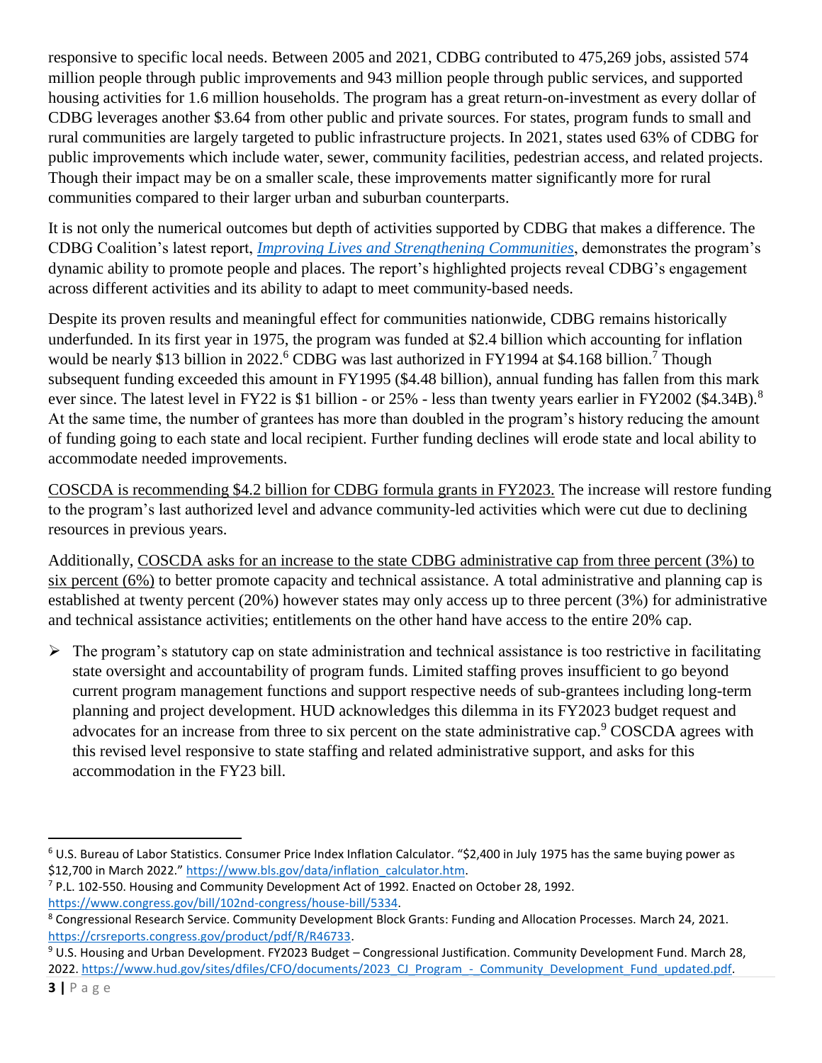responsive to specific local needs. Between 2005 and 2021, CDBG contributed to 475,269 jobs, assisted 574 million people through public improvements and 943 million people through public services, and supported housing activities for 1.6 million households. The program has a great return-on-investment as every dollar of CDBG leverages another $3.64 from other public and private sources. For states, program funds to small and rural communities are largely targeted to public infrastructure projects. In 2021, states used 63% of CDBG for public improvements which include water, sewer, community facilities, pedestrian access, and related projects. Though their impact may be on a smaller scale, these improvements matter significantly more for rural communities compared to their larger urban and suburban counterparts.

It is not only the numerical outcomes but depth of activities supported by CDBG that makes a difference. The CDBG Coalition's latest report, *Improving Lives and Strengthening Communities*, demonstrates the program's dynamic ability to promote people and places. The report's highlighted projects reveal CDBG's engagement across different activities and its ability to adapt to meet community-based needs.

Despite its proven results and meaningful effect for communities nationwide, CDBG remains historically underfunded. In its first year in 1975, the program was funded at $2.4 billion which accounting for inflation would be nearly $13 billion in 2022.[6] CDBG was last authorized in FY1994 at $4.168 billion.[7] Though subsequent funding exceeded this amount in FY1995 ($4.48 billion), annual funding has fallen from this mark ever since. The latest level in FY22 is $1 billion - or 25% - less than twenty years earlier in FY2002 ($4.34B).[8] At the same time, the number of grantees has more than doubled in the program's history reducing the amount of funding going to each state and local recipient. Further funding declines will erode state and local ability to accommodate needed improvements.

<u>COSCDA is recommending $4.2 billion for CDBG formula grants in FY2023.</u> The increase will restore funding to the program's last authorized level and advance community-led activities which were cut due to declining resources in previous years.

Additionally, <u>COSCDA asks for an increase to the state CDBG administrative cap from three percent (3%) to six percent (6%)</u> to better promote capacity and technical assistance. A total administrative and planning cap is established at twenty percent (20%) however states may only access up to three percent (3%) for administrative and technical assistance activities; entitlements on the other hand have access to the entire 20% cap.

- The program's statutory cap on state administration and technical assistance is too restrictive in facilitating state oversight and accountability of program funds. Limited staffing proves insufficient to go beyond current program management functions and support respective needs of sub-grantees including long-term planning and project development. HUD acknowledges this dilemma in its FY2023 budget request and advocates for an increase from three to six percent on the state administrative cap.[9] COSCDA agrees with this revised level responsive to state staffing and related administrative support, and asks for this accommodation in the FY23 bill.

---

[6] U.S. Bureau of Labor Statistics. Consumer Price Index Inflation Calculator. "$2,400 in July 1975 has the same buying power as $12,700 in March 2022." https://www.bls.gov/data/inflation_calculator.htm.

[7] P.L. 102-550. Housing and Community Development Act of 1992. Enacted on October 28, 1992. https://www.congress.gov/bill/102nd-congress/house-bill/5334.

[8] Congressional Research Service. Community Development Block Grants: Funding and Allocation Processes. March 24, 2021. https://crsreports.congress.gov/product/pdf/R/R46733.

[9] U.S. Housing and Urban Development. FY2023 Budget – Congressional Justification. Community Development Fund. March 28, 2022. https://www.hud.gov/sites/dfiles/CFO/documents/2023_CJ_Program_-_Community_Development_Fund_updated.pdf.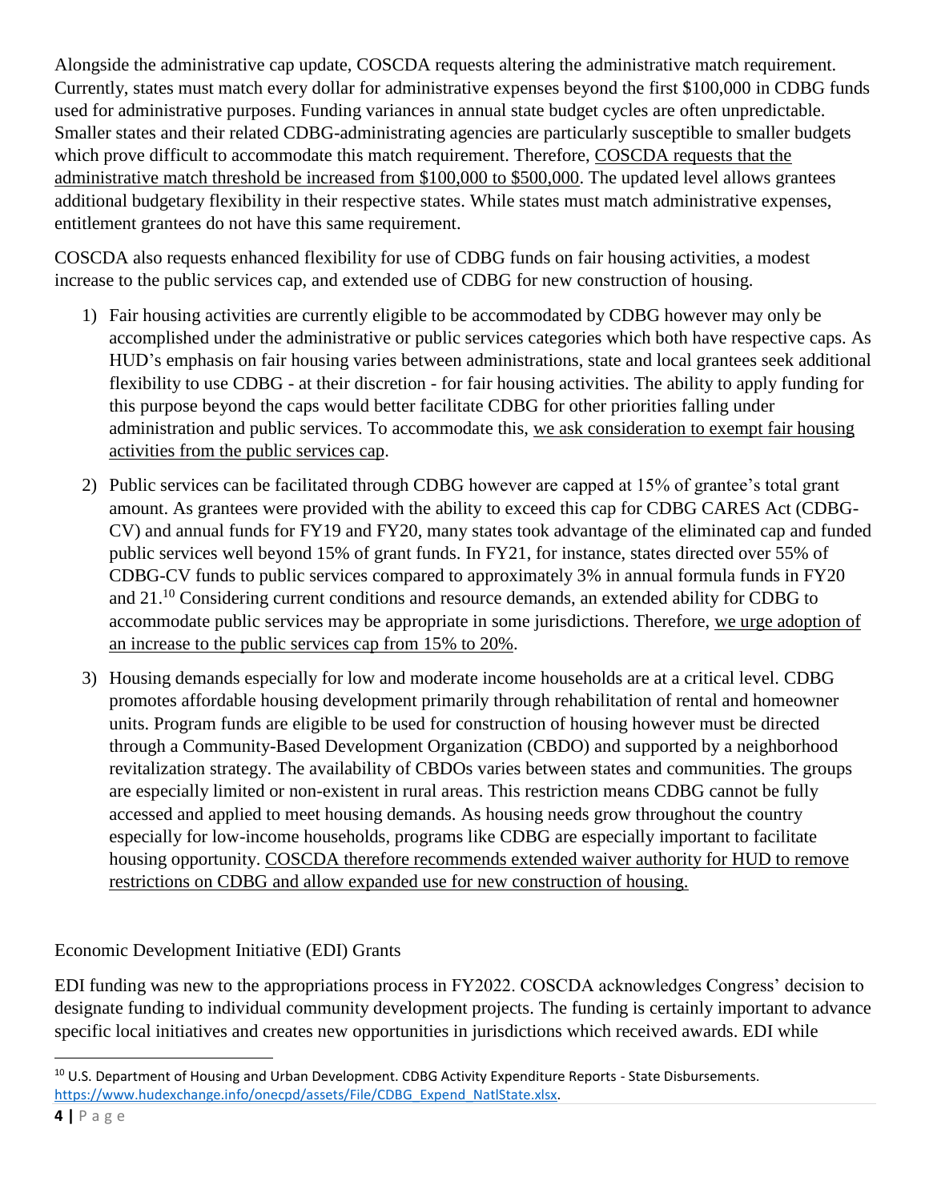Alongside the administrative cap update, COSCDA requests altering the administrative match requirement. Currently, states must match every dollar for administrative expenses beyond the first $100,000 in CDBG funds used for administrative purposes. Funding variances in annual state budget cycles are often unpredictable. Smaller states and their related CDBG-administrating agencies are particularly susceptible to smaller budgets which prove difficult to accommodate this match requirement. Therefore, COSCDA requests that the administrative match threshold be increased from $100,000 to $500,000. The updated level allows grantees additional budgetary flexibility in their respective states. While states must match administrative expenses, entitlement grantees do not have this same requirement.

COSCDA also requests enhanced flexibility for use of CDBG funds on fair housing activities, a modest increase to the public services cap, and extended use of CDBG for new construction of housing.

1) Fair housing activities are currently eligible to be accommodated by CDBG however may only be accomplished under the administrative or public services categories which both have respective caps. As HUD's emphasis on fair housing varies between administrations, state and local grantees seek additional flexibility to use CDBG - at their discretion - for fair housing activities. The ability to apply funding for this purpose beyond the caps would better facilitate CDBG for other priorities falling under administration and public services. To accommodate this, we ask consideration to exempt fair housing activities from the public services cap.

2) Public services can be facilitated through CDBG however are capped at 15% of grantee's total grant amount. As grantees were provided with the ability to exceed this cap for CDBG CARES Act (CDBG-CV) and annual funds for FY19 and FY20, many states took advantage of the eliminated cap and funded public services well beyond 15% of grant funds. In FY21, for instance, states directed over 55% of CDBG-CV funds to public services compared to approximately 3% in annual formula funds in FY20 and 21.[10] Considering current conditions and resource demands, an extended ability for CDBG to accommodate public services may be appropriate in some jurisdictions. Therefore, we urge adoption of an increase to the public services cap from 15% to 20%.

3) Housing demands especially for low and moderate income households are at a critical level. CDBG promotes affordable housing development primarily through rehabilitation of rental and homeowner units. Program funds are eligible to be used for construction of housing however must be directed through a Community-Based Development Organization (CBDO) and supported by a neighborhood revitalization strategy. The availability of CBDOs varies between states and communities. The groups are especially limited or non-existent in rural areas. This restriction means CDBG cannot be fully accessed and applied to meet housing demands. As housing needs grow throughout the country especially for low-income households, programs like CDBG are especially important to facilitate housing opportunity. COSCDA therefore recommends extended waiver authority for HUD to remove restrictions on CDBG and allow expanded use for new construction of housing.

Economic Development Initiative (EDI) Grants

EDI funding was new to the appropriations process in FY2022. COSCDA acknowledges Congress' decision to designate funding to individual community development projects. The funding is certainly important to advance specific local initiatives and creates new opportunities in jurisdictions which received awards. EDI while

[10] U.S. Department of Housing and Urban Development. CDBG Activity Expenditure Reports - State Disbursements. https://www.hudexchange.info/onecpd/assets/File/CDBG_Expend_NatlState.xlsx.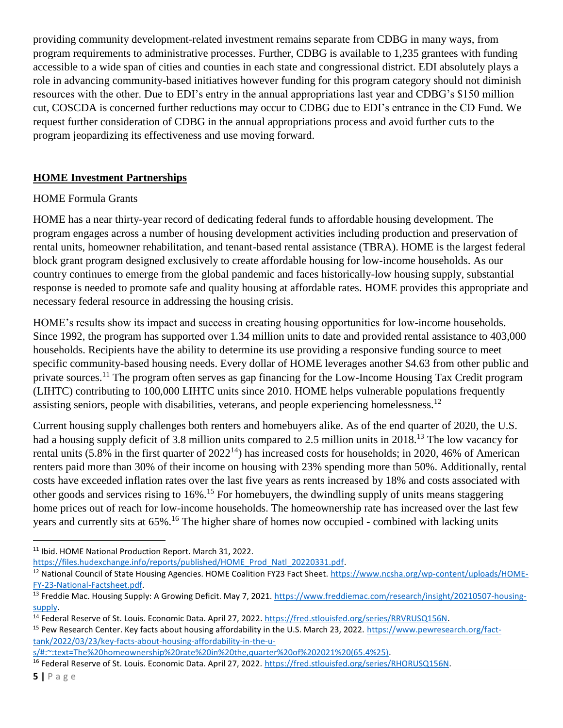providing community development-related investment remains separate from CDBG in many ways, from program requirements to administrative processes. Further, CDBG is available to 1,235 grantees with funding accessible to a wide span of cities and counties in each state and congressional district. EDI absolutely plays a role in advancing community-based initiatives however funding for this program category should not diminish resources with the other. Due to EDI's entry in the annual appropriations last year and CDBG's $150 million cut, COSCDA is concerned further reductions may occur to CDBG due to EDI's entrance in the CD Fund. We request further consideration of CDBG in the annual appropriations process and avoid further cuts to the program jeopardizing its effectiveness and use moving forward.

## **HOME Investment Partnerships**

### HOME Formula Grants

HOME has a near thirty-year record of dedicating federal funds to affordable housing development. The program engages across a number of housing development activities including production and preservation of rental units, homeowner rehabilitation, and tenant-based rental assistance (TBRA). HOME is the largest federal block grant program designed exclusively to create affordable housing for low-income households. As our country continues to emerge from the global pandemic and faces historically-low housing supply, substantial response is needed to promote safe and quality housing at affordable rates. HOME provides this appropriate and necessary federal resource in addressing the housing crisis.

HOME's results show its impact and success in creating housing opportunities for low-income households. Since 1992, the program has supported over 1.34 million units to date and provided rental assistance to 403,000 households. Recipients have the ability to determine its use providing a responsive funding source to meet specific community-based housing needs. Every dollar of HOME leverages another $4.63 from other public and private sources.[11] The program often serves as gap financing for the Low-Income Housing Tax Credit program (LIHTC) contributing to 100,000 LIHTC units since 2010. HOME helps vulnerable populations frequently assisting seniors, people with disabilities, veterans, and people experiencing homelessness.[12]

Current housing supply challenges both renters and homebuyers alike. As of the end quarter of 2020, the U.S. had a housing supply deficit of 3.8 million units compared to 2.5 million units in 2018.[13] The low vacancy for rental units (5.8% in the first quarter of 2022[14]) has increased costs for households; in 2020, 46% of American renters paid more than 30% of their income on housing with 23% spending more than 50%. Additionally, rental costs have exceeded inflation rates over the last five years as rents increased by 18% and costs associated with other goods and services rising to 16%.[15] For homebuyers, the dwindling supply of units means staggering home prices out of reach for low-income households. The homeownership rate has increased over the last few years and currently sits at 65%.[16] The higher share of homes now occupied - combined with lacking units

---

[11] Ibid. HOME National Production Report. March 31, 2022. https://files.hudexchange.info/reports/published/HOME_Prod_Natl_20220331.pdf.

[12] National Council of State Housing Agencies. HOME Coalition FY23 Fact Sheet. https://www.ncsha.org/wp-content/uploads/HOME-FY-23-National-Factsheet.pdf.

[13] Freddie Mac. Housing Supply: A Growing Deficit. May 7, 2021. https://www.freddiemac.com/research/insight/20210507-housing-supply.

[14] Federal Reserve of St. Louis. Economic Data. April 27, 2022. https://fred.stlouisfed.org/series/RRVRUSQ156N.

[15] Pew Research Center. Key facts about housing affordability in the U.S. March 23, 2022. https://www.pewresearch.org/fact-tank/2022/03/23/key-facts-about-housing-affordability-in-the-u-s/#:~:text=The%20homeownership%20rate%20in%20the,quarter%20of%202021%20(65.4%25).

[16] Federal Reserve of St. Louis. Economic Data. April 27, 2022. https://fred.stlouisfed.org/series/RHORUSQ156N.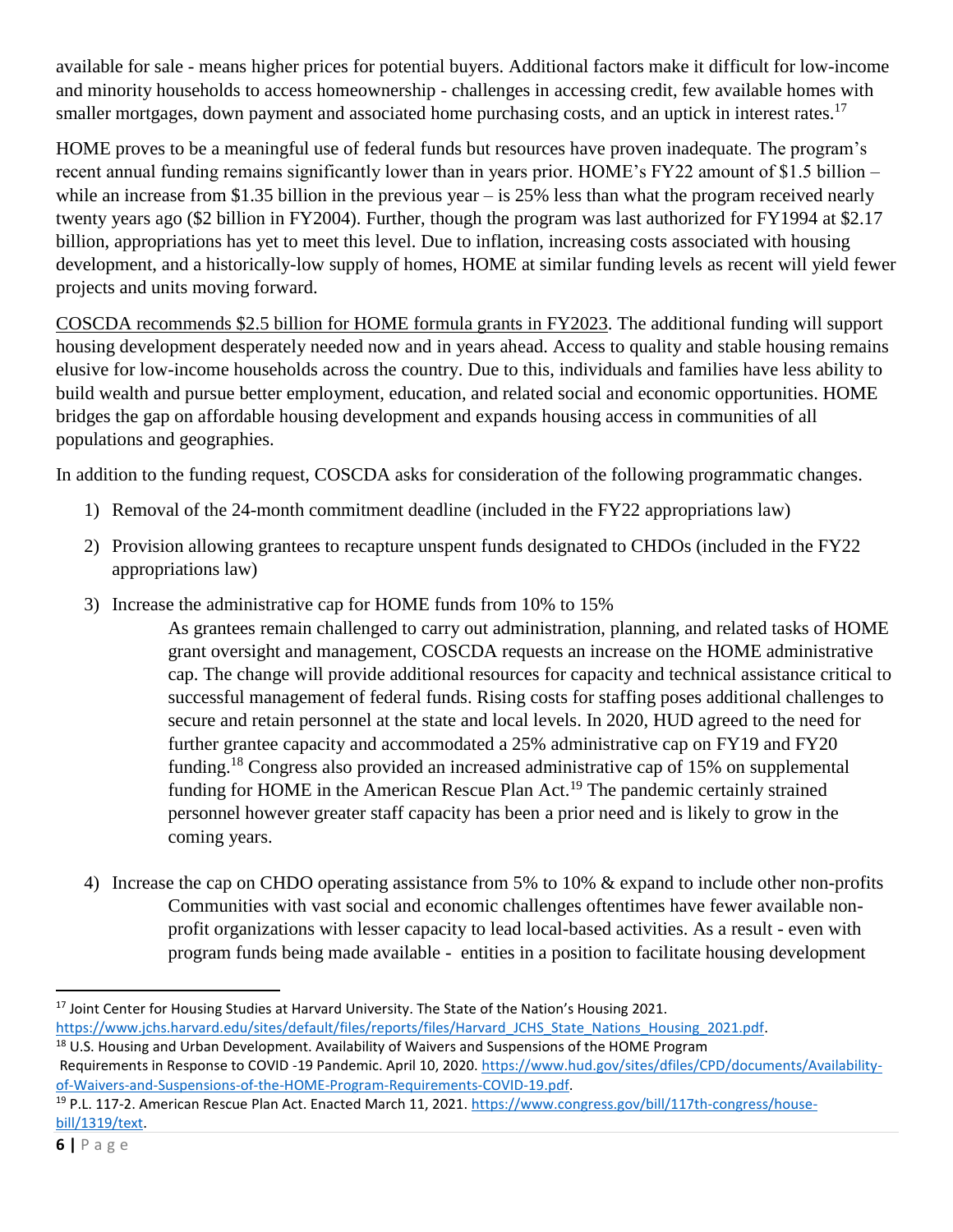available for sale - means higher prices for potential buyers. Additional factors make it difficult for low-income and minority households to access homeownership - challenges in accessing credit, few available homes with smaller mortgages, down payment and associated home purchasing costs, and an uptick in interest rates.[17]

HOME proves to be a meaningful use of federal funds but resources have proven inadequate. The program's recent annual funding remains significantly lower than in years prior. HOME's FY22 amount of $1.5 billion – while an increase from $1.35 billion in the previous year – is 25% less than what the program received nearly twenty years ago ($2 billion in FY2004). Further, though the program was last authorized for FY1994 at $2.17 billion, appropriations has yet to meet this level. Due to inflation, increasing costs associated with housing development, and a historically-low supply of homes, HOME at similar funding levels as recent will yield fewer projects and units moving forward.

<u>COSCDA recommends $2.5 billion for HOME formula grants in FY2023</u>. The additional funding will support housing development desperately needed now and in years ahead. Access to quality and stable housing remains elusive for low-income households across the country. Due to this, individuals and families have less ability to build wealth and pursue better employment, education, and related social and economic opportunities. HOME bridges the gap on affordable housing development and expands housing access in communities of all populations and geographies.

In addition to the funding request, COSCDA asks for consideration of the following programmatic changes.

1) Removal of the 24-month commitment deadline (included in the FY22 appropriations law)
2) Provision allowing grantees to recapture unspent funds designated to CHDOs (included in the FY22 appropriations law)
3) Increase the administrative cap for HOME funds from 10% to 15%

   As grantees remain challenged to carry out administration, planning, and related tasks of HOME grant oversight and management, COSCDA requests an increase on the HOME administrative cap. The change will provide additional resources for capacity and technical assistance critical to successful management of federal funds. Rising costs for staffing poses additional challenges to secure and retain personnel at the state and local levels. In 2020, HUD agreed to the need for further grantee capacity and accommodated a 25% administrative cap on FY19 and FY20 funding.[18] Congress also provided an increased administrative cap of 15% on supplemental funding for HOME in the American Rescue Plan Act.[19] The pandemic certainly strained personnel however greater staff capacity has been a prior need and is likely to grow in the coming years.

4) Increase the cap on CHDO operating assistance from 5% to 10% & expand to include other non-profits

   Communities with vast social and economic challenges oftentimes have fewer available non-profit organizations with lesser capacity to lead local-based activities. As a result - even with program funds being made available - entities in a position to facilitate housing development

---

[17] Joint Center for Housing Studies at Harvard University. The State of the Nation's Housing 2021. https://www.jchs.harvard.edu/sites/default/files/reports/files/Harvard_JCHS_State_Nations_Housing_2021.pdf.

[18] U.S. Housing and Urban Development. Availability of Waivers and Suspensions of the HOME Program Requirements in Response to COVID -19 Pandemic. April 10, 2020. https://www.hud.gov/sites/dfiles/CPD/documents/Availability-of-Waivers-and-Suspensions-of-the-HOME-Program-Requirements-COVID-19.pdf.

[19] P.L. 117-2. American Rescue Plan Act. Enacted March 11, 2021. https://www.congress.gov/bill/117th-congress/house-bill/1319/text.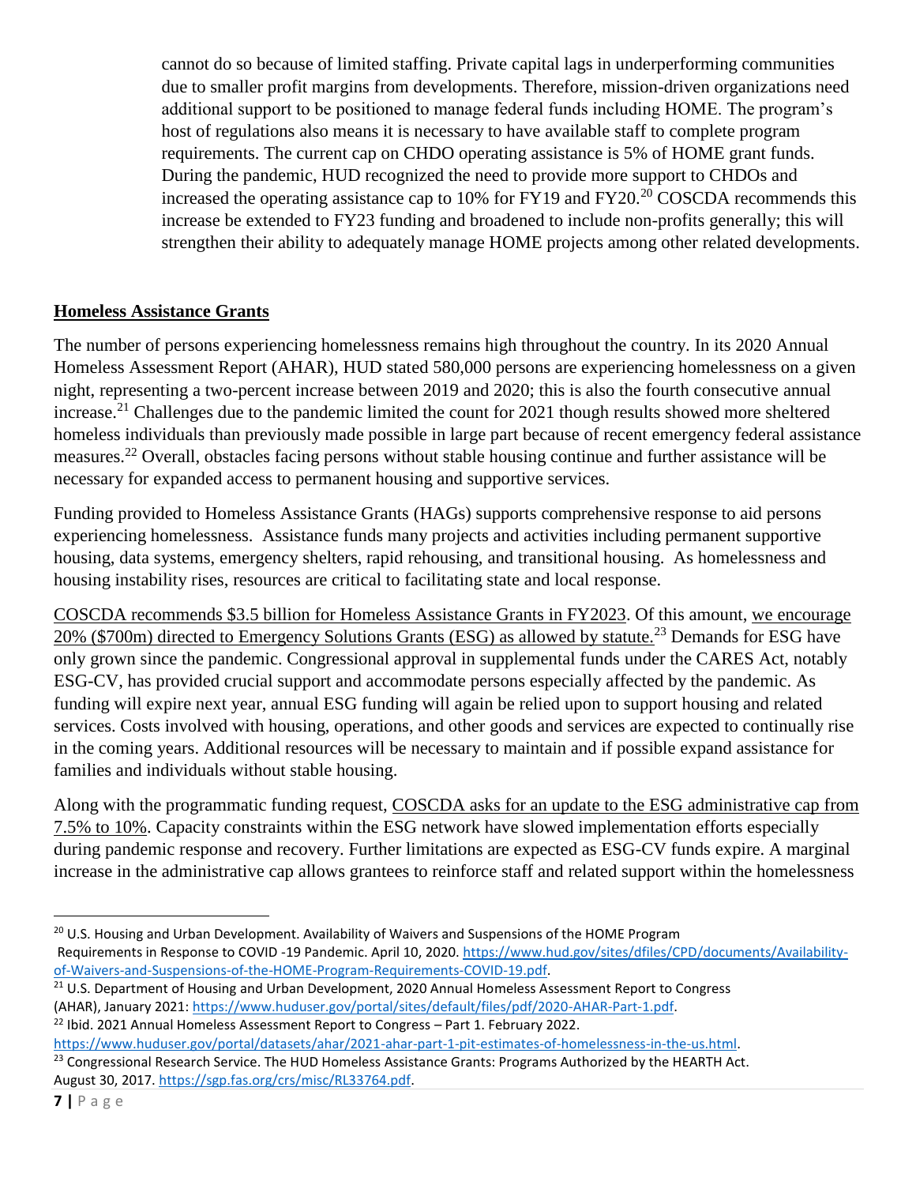cannot do so because of limited staffing. Private capital lags in underperforming communities due to smaller profit margins from developments. Therefore, mission-driven organizations need additional support to be positioned to manage federal funds including HOME. The program's host of regulations also means it is necessary to have available staff to complete program requirements. The current cap on CHDO operating assistance is 5% of HOME grant funds. During the pandemic, HUD recognized the need to provide more support to CHDOs and increased the operating assistance cap to 10% for FY19 and FY20.[20] COSCDA recommends this increase be extended to FY23 funding and broadened to include non-profits generally; this will strengthen their ability to adequately manage HOME projects among other related developments.

## Homeless Assistance Grants

The number of persons experiencing homelessness remains high throughout the country. In its 2020 Annual Homeless Assessment Report (AHAR), HUD stated 580,000 persons are experiencing homelessness on a given night, representing a two-percent increase between 2019 and 2020; this is also the fourth consecutive annual increase.[21] Challenges due to the pandemic limited the count for 2021 though results showed more sheltered homeless individuals than previously made possible in large part because of recent emergency federal assistance measures.[22] Overall, obstacles facing persons without stable housing continue and further assistance will be necessary for expanded access to permanent housing and supportive services.

Funding provided to Homeless Assistance Grants (HAGs) supports comprehensive response to aid persons experiencing homelessness. Assistance funds many projects and activities including permanent supportive housing, data systems, emergency shelters, rapid rehousing, and transitional housing. As homelessness and housing instability rises, resources are critical to facilitating state and local response.

COSCDA recommends $3.5 billion for Homeless Assistance Grants in FY2023. Of this amount, we encourage 20% ($700m) directed to Emergency Solutions Grants (ESG) as allowed by statute.[23] Demands for ESG have only grown since the pandemic. Congressional approval in supplemental funds under the CARES Act, notably ESG-CV, has provided crucial support and accommodate persons especially affected by the pandemic. As funding will expire next year, annual ESG funding will again be relied upon to support housing and related services. Costs involved with housing, operations, and other goods and services are expected to continually rise in the coming years. Additional resources will be necessary to maintain and if possible expand assistance for families and individuals without stable housing.

Along with the programmatic funding request, COSCDA asks for an update to the ESG administrative cap from 7.5% to 10%. Capacity constraints within the ESG network have slowed implementation efforts especially during pandemic response and recovery. Further limitations are expected as ESG-CV funds expire. A marginal increase in the administrative cap allows grantees to reinforce staff and related support within the homelessness

---

[20] U.S. Housing and Urban Development. Availability of Waivers and Suspensions of the HOME Program Requirements in Response to COVID -19 Pandemic. April 10, 2020. https://www.hud.gov/sites/dfiles/CPD/documents/Availability-of-Waivers-and-Suspensions-of-the-HOME-Program-Requirements-COVID-19.pdf.

[21] U.S. Department of Housing and Urban Development, 2020 Annual Homeless Assessment Report to Congress (AHAR), January 2021: https://www.huduser.gov/portal/sites/default/files/pdf/2020-AHAR-Part-1.pdf.

[22] Ibid. 2021 Annual Homeless Assessment Report to Congress – Part 1. February 2022. https://www.huduser.gov/portal/datasets/ahar/2021-ahar-part-1-pit-estimates-of-homelessness-in-the-us.html.

[23] Congressional Research Service. The HUD Homeless Assistance Grants: Programs Authorized by the HEARTH Act. August 30, 2017. https://sgp.fas.org/crs/misc/RL33764.pdf.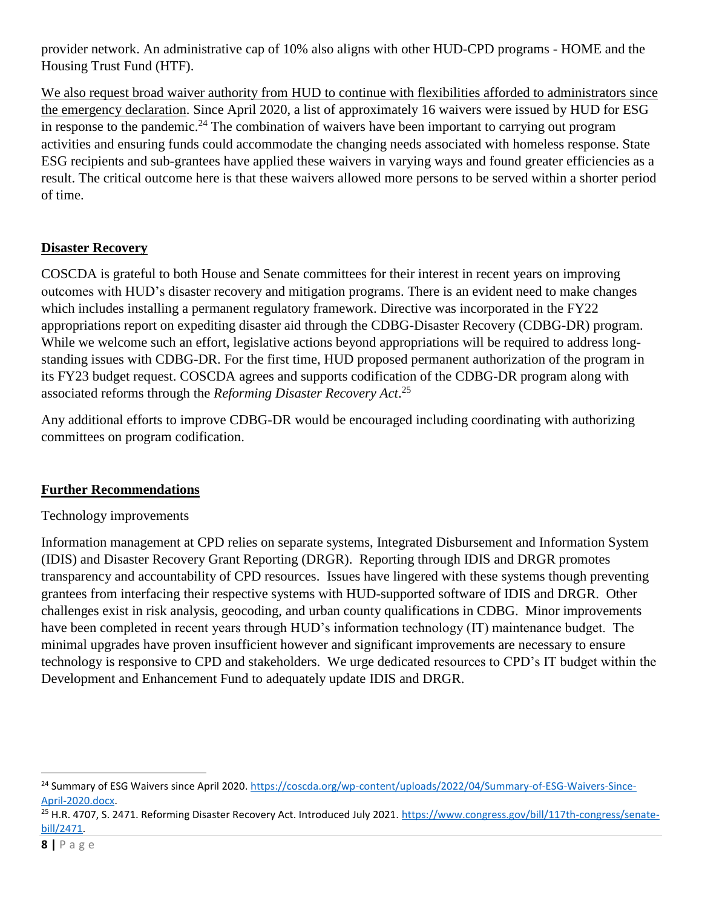provider network. An administrative cap of 10% also aligns with other HUD-CPD programs - HOME and the Housing Trust Fund (HTF).

We also request broad waiver authority from HUD to continue with flexibilities afforded to administrators since the emergency declaration. Since April 2020, a list of approximately 16 waivers were issued by HUD for ESG in response to the pandemic.[24] The combination of waivers have been important to carrying out program activities and ensuring funds could accommodate the changing needs associated with homeless response. State ESG recipients and sub-grantees have applied these waivers in varying ways and found greater efficiencies as a result. The critical outcome here is that these waivers allowed more persons to be served within a shorter period of time.

## Disaster Recovery

COSCDA is grateful to both House and Senate committees for their interest in recent years on improving outcomes with HUD's disaster recovery and mitigation programs. There is an evident need to make changes which includes installing a permanent regulatory framework. Directive was incorporated in the FY22 appropriations report on expediting disaster aid through the CDBG-Disaster Recovery (CDBG-DR) program. While we welcome such an effort, legislative actions beyond appropriations will be required to address long-standing issues with CDBG-DR. For the first time, HUD proposed permanent authorization of the program in its FY23 budget request. COSCDA agrees and supports codification of the CDBG-DR program along with associated reforms through the *Reforming Disaster Recovery Act*.[25]

Any additional efforts to improve CDBG-DR would be encouraged including coordinating with authorizing committees on program codification.

## Further Recommendations

Technology improvements

Information management at CPD relies on separate systems, Integrated Disbursement and Information System (IDIS) and Disaster Recovery Grant Reporting (DRGR). Reporting through IDIS and DRGR promotes transparency and accountability of CPD resources. Issues have lingered with these systems though preventing grantees from interfacing their respective systems with HUD-supported software of IDIS and DRGR. Other challenges exist in risk analysis, geocoding, and urban county qualifications in CDBG. Minor improvements have been completed in recent years through HUD's information technology (IT) maintenance budget. The minimal upgrades have proven insufficient however and significant improvements are necessary to ensure technology is responsive to CPD and stakeholders. We urge dedicated resources to CPD's IT budget within the Development and Enhancement Fund to adequately update IDIS and DRGR.

---

[24] Summary of ESG Waivers since April 2020. https://coscda.org/wp-content/uploads/2022/04/Summary-of-ESG-Waivers-Since-April-2020.docx.

[25] H.R. 4707, S. 2471. Reforming Disaster Recovery Act. Introduced July 2021. https://www.congress.gov/bill/117th-congress/senate-bill/2471.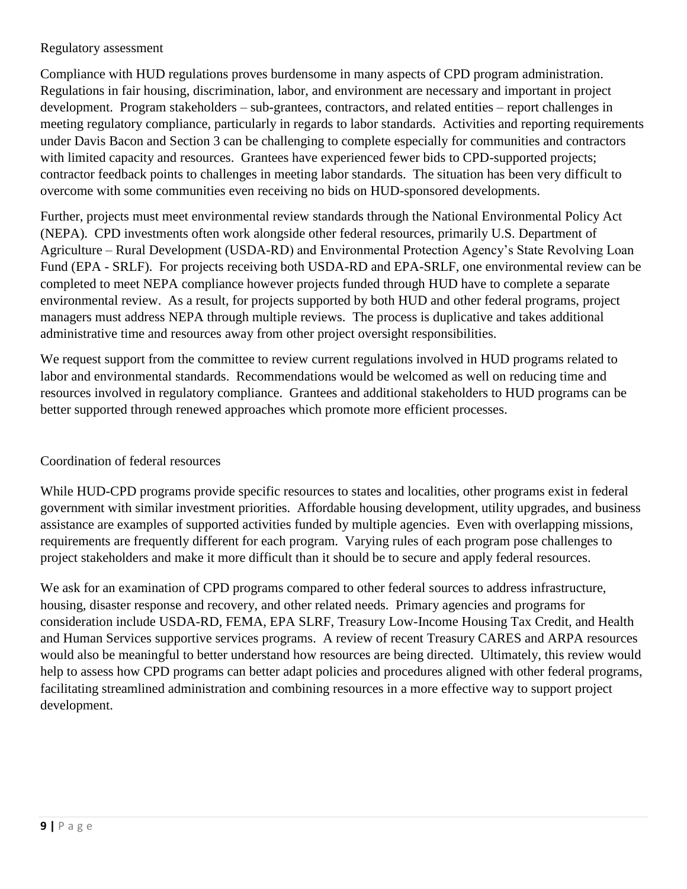## Regulatory assessment

Compliance with HUD regulations proves burdensome in many aspects of CPD program administration. Regulations in fair housing, discrimination, labor, and environment are necessary and important in project development. Program stakeholders – sub-grantees, contractors, and related entities – report challenges in meeting regulatory compliance, particularly in regards to labor standards. Activities and reporting requirements under Davis Bacon and Section 3 can be challenging to complete especially for communities and contractors with limited capacity and resources. Grantees have experienced fewer bids to CPD-supported projects; contractor feedback points to challenges in meeting labor standards. The situation has been very difficult to overcome with some communities even receiving no bids on HUD-sponsored developments.

Further, projects must meet environmental review standards through the National Environmental Policy Act (NEPA). CPD investments often work alongside other federal resources, primarily U.S. Department of Agriculture – Rural Development (USDA-RD) and Environmental Protection Agency's State Revolving Loan Fund (EPA - SRLF). For projects receiving both USDA-RD and EPA-SRLF, one environmental review can be completed to meet NEPA compliance however projects funded through HUD have to complete a separate environmental review. As a result, for projects supported by both HUD and other federal programs, project managers must address NEPA through multiple reviews. The process is duplicative and takes additional administrative time and resources away from other project oversight responsibilities.

We request support from the committee to review current regulations involved in HUD programs related to labor and environmental standards. Recommendations would be welcomed as well on reducing time and resources involved in regulatory compliance. Grantees and additional stakeholders to HUD programs can be better supported through renewed approaches which promote more efficient processes.

## Coordination of federal resources

While HUD-CPD programs provide specific resources to states and localities, other programs exist in federal government with similar investment priorities. Affordable housing development, utility upgrades, and business assistance are examples of supported activities funded by multiple agencies. Even with overlapping missions, requirements are frequently different for each program. Varying rules of each program pose challenges to project stakeholders and make it more difficult than it should be to secure and apply federal resources.

We ask for an examination of CPD programs compared to other federal sources to address infrastructure, housing, disaster response and recovery, and other related needs. Primary agencies and programs for consideration include USDA-RD, FEMA, EPA SLRF, Treasury Low-Income Housing Tax Credit, and Health and Human Services supportive services programs. A review of recent Treasury CARES and ARPA resources would also be meaningful to better understand how resources are being directed. Ultimately, this review would help to assess how CPD programs can better adapt policies and procedures aligned with other federal programs, facilitating streamlined administration and combining resources in a more effective way to support project development.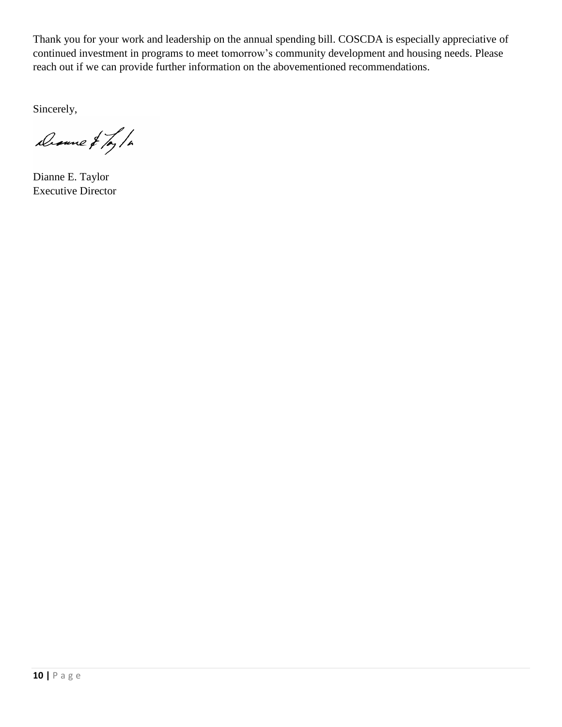Thank you for your work and leadership on the annual spending bill. COSCDA is especially appreciative of continued investment in programs to meet tomorrow's community development and housing needs. Please reach out if we can provide further information on the abovementioned recommendations.

Sincerely,

Dianne E. Taylor
Executive Director